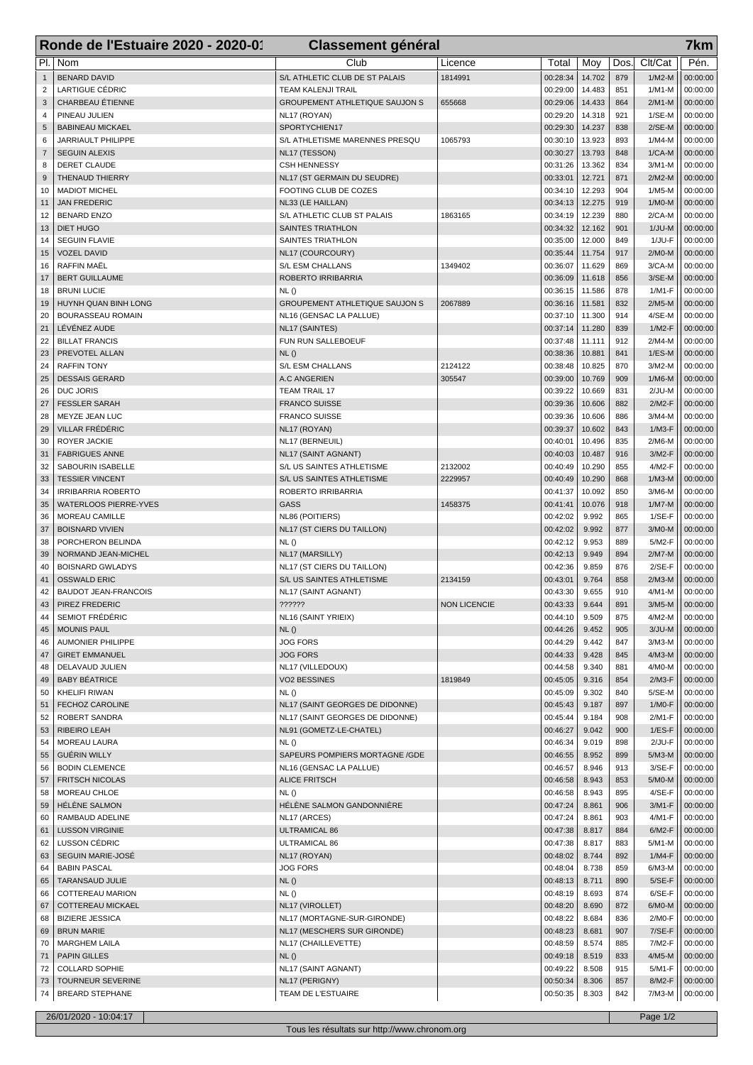# Ronde de l'Estuaire 2020 - 2020-01 — Classement général — 7km

| Pl. | Nom | Club | Licence | Total | Moy | Dos. | Clt/Cat | Pén. |
|---|---|---|---|---|---|---|---|---|
| 1 | BENARD DAVID | S/L ATHLETIC CLUB DE ST PALAIS | 1814991 | 00:28:34 | 14.702 | 879 | 1/M2-M | 00:00:00 |
| 2 | LARTIGUE CÉDRIC | TEAM KALENJI TRAIL | | 00:29:00 | 14.483 | 851 | 1/M1-M | 00:00:00 |
| 3 | CHARBEAU ÉTIENNE | GROUPEMENT ATHLETIQUE SAUJON S | 655668 | 00:29:06 | 14.433 | 864 | 2/M1-M | 00:00:00 |
| 4 | PINEAU JULIEN | NL17 (ROYAN) | | 00:29:20 | 14.318 | 921 | 1/SE-M | 00:00:00 |
| 5 | BABINEAU MICKAEL | SPORTYCHIEN17 | | 00:29:30 | 14.237 | 838 | 2/SE-M | 00:00:00 |
| 6 | JARRIAULT PHILIPPE | S/L ATHLETISME MARENNES PRESQU | 1065793 | 00:30:10 | 13.923 | 893 | 1/M4-M | 00:00:00 |
| 7 | SEGUIN ALEXIS | NL17 (TESSON) | | 00:30:27 | 13.793 | 848 | 1/CA-M | 00:00:00 |
| 8 | DERET CLAUDE | CSH HENNESSY | | 00:31:26 | 13.362 | 834 | 3/M1-M | 00:00:00 |
| 9 | THENAUD THIERRY | NL17 (ST GERMAIN DU SEUDRE) | | 00:33:01 | 12.721 | 871 | 2/M2-M | 00:00:00 |
| 10 | MADIOT MICHEL | FOOTING CLUB DE COZES | | 00:34:10 | 12.293 | 904 | 1/M5-M | 00:00:00 |
| 11 | JAN FREDERIC | NL33 (LE HAILLAN) | | 00:34:13 | 12.275 | 919 | 1/M0-M | 00:00:00 |
| 12 | BENARD ENZO | S/L ATHLETIC CLUB ST PALAIS | 1863165 | 00:34:19 | 12.239 | 880 | 2/CA-M | 00:00:00 |
| 13 | DIET HUGO | SAINTES TRIATHLON | | 00:34:32 | 12.162 | 901 | 1/JU-M | 00:00:00 |
| 14 | SEGUIN FLAVIE | SAINTES TRIATHLON | | 00:35:00 | 12.000 | 849 | 1/JU-F | 00:00:00 |
| 15 | VOZEL DAVID | NL17 (COURCOURY) | | 00:35:44 | 11.754 | 917 | 2/M0-M | 00:00:00 |
| 16 | RAFFIN MAËL | S/L ESM CHALLANS | 1349402 | 00:36:07 | 11.629 | 869 | 3/CA-M | 00:00:00 |
| 17 | BERT GUILLAUME | ROBERTO IRRIBARRIA | | 00:36:09 | 11.618 | 856 | 3/SE-M | 00:00:00 |
| 18 | BRUNI LUCIE | NL () | | 00:36:15 | 11.586 | 878 | 1/M1-F | 00:00:00 |
| 19 | HUYNH QUAN BINH LONG | GROUPEMENT ATHLETIQUE SAUJON S | 2067889 | 00:36:16 | 11.581 | 832 | 2/M5-M | 00:00:00 |
| 20 | BOURASSEAU ROMAIN | NL16 (GENSAC LA PALLUE) | | 00:37:10 | 11.300 | 914 | 4/SE-M | 00:00:00 |
| 21 | LÉVÉNEZ AUDE | NL17 (SAINTES) | | 00:37:14 | 11.280 | 839 | 1/M2-F | 00:00:00 |
| 22 | BILLAT FRANCIS | FUN RUN SALLEBOEUF | | 00:37:48 | 11.111 | 912 | 2/M4-M | 00:00:00 |
| 23 | PREVOTEL ALLAN | NL () | | 00:38:36 | 10.881 | 841 | 1/ES-M | 00:00:00 |
| 24 | RAFFIN TONY | S/L ESM CHALLANS | 2124122 | 00:38:48 | 10.825 | 870 | 3/M2-M | 00:00:00 |
| 25 | DESSAIS GERARD | A.C ANGERIEN | 305547 | 00:39:00 | 10.769 | 909 | 1/M6-M | 00:00:00 |
| 26 | DUC JORIS | TEAM TRAIL 17 | | 00:39:22 | 10.669 | 831 | 2/JU-M | 00:00:00 |
| 27 | FESSLER SARAH | FRANCO SUISSE | | 00:39:36 | 10.606 | 882 | 2/M2-F | 00:00:00 |
| 28 | MEYZE JEAN LUC | FRANCO SUISSE | | 00:39:36 | 10.606 | 886 | 3/M4-M | 00:00:00 |
| 29 | VILLAR FRÉDÉRIC | NL17 (ROYAN) | | 00:39:37 | 10.602 | 843 | 1/M3-F | 00:00:00 |
| 30 | ROYER JACKIE | NL17 (BERNEUIL) | | 00:40:01 | 10.496 | 835 | 2/M6-M | 00:00:00 |
| 31 | FABRIGUES ANNE | NL17 (SAINT AGNANT) | | 00:40:03 | 10.487 | 916 | 3/M2-F | 00:00:00 |
| 32 | SABOURIN ISABELLE | S/L US SAINTES ATHLETISME | 2132002 | 00:40:49 | 10.290 | 855 | 4/M2-F | 00:00:00 |
| 33 | TESSIER VINCENT | S/L US SAINTES ATHLETISME | 2229957 | 00:40:49 | 10.290 | 868 | 1/M3-M | 00:00:00 |
| 34 | IRRIBARRIA ROBERTO | ROBERTO IRRIBARRIA | | 00:41:37 | 10.092 | 850 | 3/M6-M | 00:00:00 |
| 35 | WATERLOOS PIERRE-YVES | GASS | 1458375 | 00:41:41 | 10.076 | 918 | 1/M7-M | 00:00:00 |
| 36 | MOREAU CAMILLE | NL86 (POITIERS) | | 00:42:02 | 9.992 | 865 | 1/SE-F | 00:00:00 |
| 37 | BOISNARD VIVIEN | NL17 (ST CIERS DU TAILLON) | | 00:42:02 | 9.992 | 877 | 3/M0-M | 00:00:00 |
| 38 | PORCHERON BELINDA | NL () | | 00:42:12 | 9.953 | 889 | 5/M2-F | 00:00:00 |
| 39 | NORMAND JEAN-MICHEL | NL17 (MARSILLY) | | 00:42:13 | 9.949 | 894 | 2/M7-M | 00:00:00 |
| 40 | BOISNARD GWLADYS | NL17 (ST CIERS DU TAILLON) | | 00:42:36 | 9.859 | 876 | 2/SE-F | 00:00:00 |
| 41 | OSSWALD ERIC | S/L US SAINTES ATHLETISME | 2134159 | 00:43:01 | 9.764 | 858 | 2/M3-M | 00:00:00 |
| 42 | BAUDOT JEAN-FRANCOIS | NL17 (SAINT AGNANT) | | 00:43:30 | 9.655 | 910 | 4/M1-M | 00:00:00 |
| 43 | PIREZ FREDERIC | ?????? | NON LICENCIE | 00:43:33 | 9.644 | 891 | 3/M5-M | 00:00:00 |
| 44 | SEMIOT FRÉDÉRIC | NL16 (SAINT YRIEIX) | | 00:44:10 | 9.509 | 875 | 4/M2-M | 00:00:00 |
| 45 | MOUNIS PAUL | NL () | | 00:44:26 | 9.452 | 905 | 3/JU-M | 00:00:00 |
| 46 | AUMONIER PHILIPPE | JOG FORS | | 00:44:29 | 9.442 | 847 | 3/M3-M | 00:00:00 |
| 47 | GIRET EMMANUEL | JOG FORS | | 00:44:33 | 9.428 | 845 | 4/M3-M | 00:00:00 |
| 48 | DELAVAUD JULIEN | NL17 (VILLEDOUX) | | 00:44:58 | 9.340 | 881 | 4/M0-M | 00:00:00 |
| 49 | BABY BÉATRICE | VO2 BESSINES | 1819849 | 00:45:05 | 9.316 | 854 | 2/M3-F | 00:00:00 |
| 50 | KHELIFI RIWAN | NL () | | 00:45:09 | 9.302 | 840 | 5/SE-M | 00:00:00 |
| 51 | FECHOZ CAROLINE | NL17 (SAINT GEORGES DE DIDONNE) | | 00:45:43 | 9.187 | 897 | 1/M0-F | 00:00:00 |
| 52 | ROBERT SANDRA | NL17 (SAINT GEORGES DE DIDONNE) | | 00:45:44 | 9.184 | 908 | 2/M1-F | 00:00:00 |
| 53 | RIBEIRO LEAH | NL91 (GOMETZ-LE-CHATEL) | | 00:46:27 | 9.042 | 900 | 1/ES-F | 00:00:00 |
| 54 | MOREAU LAURA | NL () | | 00:46:34 | 9.019 | 898 | 2/JU-F | 00:00:00 |
| 55 | GUÉRIN WILLY | SAPEURS POMPIERS MORTAGNE /GDE | | 00:46:55 | 8.952 | 899 | 5/M3-M | 00:00:00 |
| 56 | BODIN CLEMENCE | NL16 (GENSAC LA PALLUE) | | 00:46:57 | 8.946 | 913 | 3/SE-F | 00:00:00 |
| 57 | FRITSCH NICOLAS | ALICE FRITSCH | | 00:46:58 | 8.943 | 853 | 5/M0-M | 00:00:00 |
| 58 | MOREAU CHLOE | NL () | | 00:46:58 | 8.943 | 895 | 4/SE-F | 00:00:00 |
| 59 | HÉLÈNE SALMON | HÉLÈNE SALMON GANDONNIÈRE | | 00:47:24 | 8.861 | 906 | 3/M1-F | 00:00:00 |
| 60 | RAMBAUD ADELINE | NL17 (ARCES) | | 00:47:24 | 8.861 | 903 | 4/M1-F | 00:00:00 |
| 61 | LUSSON VIRGINIE | ULTRAMICAL 86 | | 00:47:38 | 8.817 | 884 | 6/M2-F | 00:00:00 |
| 62 | LUSSON CÉDRIC | ULTRAMICAL 86 | | 00:47:38 | 8.817 | 883 | 5/M1-M | 00:00:00 |
| 63 | SEGUIN MARIE-JOSÉ | NL17 (ROYAN) | | 00:48:02 | 8.744 | 892 | 1/M4-F | 00:00:00 |
| 64 | BABIN PASCAL | JOG FORS | | 00:48:04 | 8.738 | 859 | 6/M3-M | 00:00:00 |
| 65 | TARANSAUD JULIE | NL () | | 00:48:13 | 8.711 | 890 | 5/SE-F | 00:00:00 |
| 66 | COTTEREAU MARION | NL () | | 00:48:19 | 8.693 | 874 | 6/SE-F | 00:00:00 |
| 67 | COTTEREAU MICKAEL | NL17 (VIROLLET) | | 00:48:20 | 8.690 | 872 | 6/M0-M | 00:00:00 |
| 68 | BIZIERE JESSICA | NL17 (MORTAGNE-SUR-GIRONDE) | | 00:48:22 | 8.684 | 836 | 2/M0-F | 00:00:00 |
| 69 | BRUN MARIE | NL17 (MESCHERS SUR GIRONDE) | | 00:48:23 | 8.681 | 907 | 7/SE-F | 00:00:00 |
| 70 | MARGHEM LAILA | NL17 (CHAILLEVETTE) | | 00:48:59 | 8.574 | 885 | 7/M2-F | 00:00:00 |
| 71 | PAPIN GILLES | NL () | | 00:49:18 | 8.519 | 833 | 4/M5-M | 00:00:00 |
| 72 | COLLARD SOPHIE | NL17 (SAINT AGNANT) | | 00:49:22 | 8.508 | 915 | 5/M1-F | 00:00:00 |
| 73 | TOURNEUR SEVERINE | NL17 (PERIGNY) | | 00:50:34 | 8.306 | 857 | 8/M2-F | 00:00:00 |
| 74 | BREARD STEPHANE | TEAM DE L'ESTUAIRE | | 00:50:35 | 8.303 | 842 | 7/M3-M | 00:00:00 |

26/01/2020 - 10:04:17

Tous les résultats sur http://www.chronom.org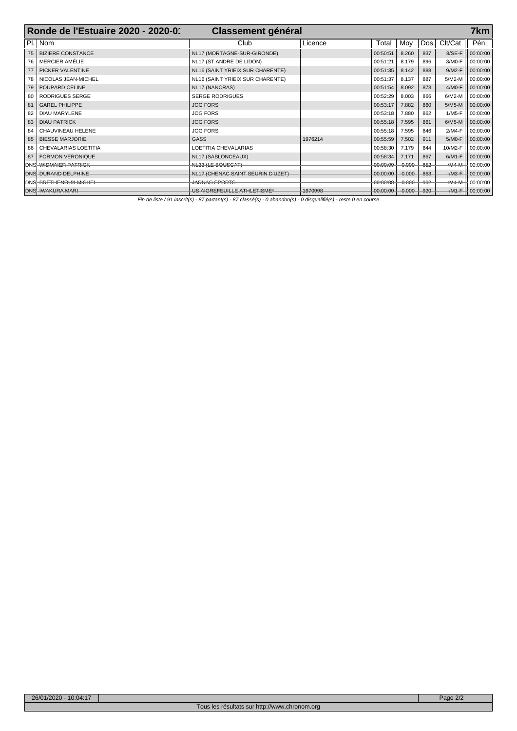# Ronde de l'Estuaire 2020 - 2020-01 — Classement général — 7km

| Pl. | Nom | Club | Licence | Total | Moy | Dos. | Clt/Cat | Pén. |
|---|---|---|---|---|---|---|---|---|
| 75 | BIZIERE CONSTANCE | NL17 (MORTAGNE-SUR-GIRONDE) | | 00:50:51 | 8.260 | 837 | 8/SE-F | 00:00:00 |
| 76 | MERCIER AMÉLIE | NL17 (ST ANDRE DE LIDON) | | 00:51:21 | 8.179 | 896 | 3/M0-F | 00:00:00 |
| 77 | PICKER VALENTINE | NL16 (SAINT YRIEIX SUR CHARENTE) | | 00:51:35 | 8.142 | 888 | 9/M2-F | 00:00:00 |
| 78 | NICOLAS JEAN-MICHEL | NL16 (SAINT YRIEIX SUR CHARENTE) | | 00:51:37 | 8.137 | 887 | 5/M2-M | 00:00:00 |
| 79 | POUPARD CELINE | NL17 (NANCRAS) | | 00:51:54 | 8.092 | 873 | 4/M0-F | 00:00:00 |
| 80 | RODRIGUES SERGE | SERGE RODRIGUES | | 00:52:29 | 8.003 | 866 | 6/M2-M | 00:00:00 |
| 81 | GAREL PHILIPPE | JOG FORS | | 00:53:17 | 7.882 | 860 | 5/M5-M | 00:00:00 |
| 82 | DIAU MARYLENE | JOG FORS | | 00:53:18 | 7.880 | 862 | 1/M5-F | 00:00:00 |
| 83 | DIAU PATRICK | JOG FORS | | 00:55:18 | 7.595 | 861 | 6/M5-M | 00:00:00 |
| 84 | CHAUVINEAU HELENE | JOG FORS | | 00:55:18 | 7.595 | 846 | 2/M4-F | 00:00:00 |
| 85 | BIESSE MARJORIE | GASS | 1976214 | 00:55:59 | 7.502 | 911 | 5/M0-F | 00:00:00 |
| 86 | CHEVALARIAS LOETITIA | LOETITIA CHEVALARIAS | | 00:58:30 | 7.179 | 844 | 10/M2-F | 00:00:00 |
| 87 | FORMON VERONIQUE | NL17 (SABLONCEAUX) | | 00:58:34 | 7.171 | 867 | 6/M1-F | 00:00:00 |
| DNS | ~~WIDMAIER PATRICK~~ | ~~NL33 (LE BOUSCAT)~~ | | ~~00:00:00~~ | ~~0.000~~ | ~~852~~ | ~~/M4-M~~ | 00:00:00 |
| DNS | ~~DURAND DELPHINE~~ | ~~NL17 (CHENAC SAINT SEURIN D'UZET)~~ | | ~~00:00:00~~ | ~~0.000~~ | ~~863~~ | ~~/M3-F~~ | 00:00:00 |
| DNS | ~~BRETHENOUX MICHEL~~ | ~~JARNAC SPORTS~~ | | ~~00:00:00~~ | ~~0.000~~ | ~~902~~ | ~~/M4-M~~ | 00:00:00 |
| DNS | ~~IWAKURA MARI~~ | ~~US AIGREFEUILLE ATHLETISME*~~ | ~~1970998~~ | ~~00:00:00~~ | ~~0.000~~ | ~~920~~ | ~~/M1-F~~ | 00:00:00 |

*Fin de liste / 91 inscrit(s) - 87 partant(s) - 87 classé(s) - 0 abandon(s) - 0 disqualifié(s) - reste 0 en course*

26/01/2020 - 10:04:17

Tous les résultats sur http://www.chronom.org